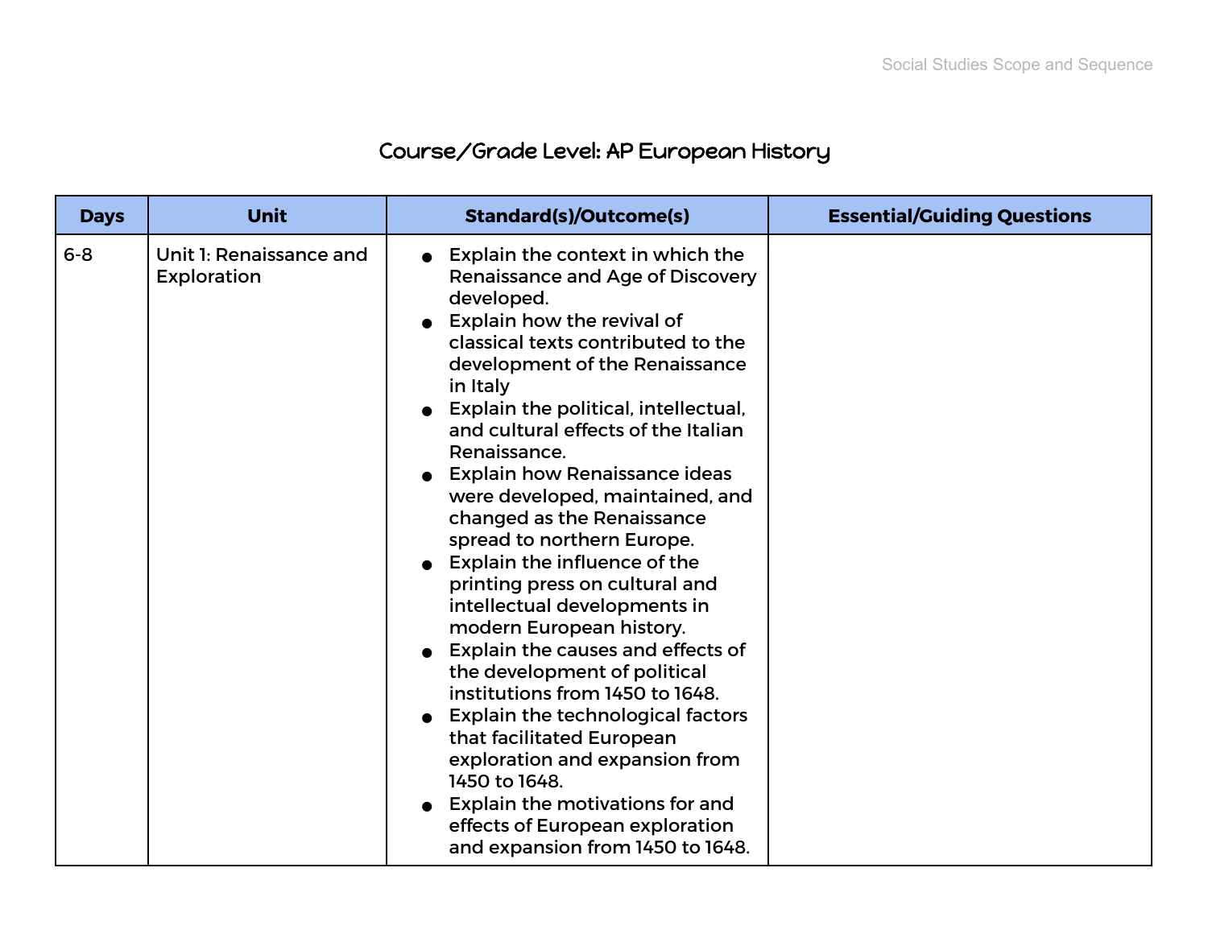# Course/Grade Level: AP European History

| Days | Unit | Standard(s)/Outcome(s) | Essential/Guiding Questions |
|---|---|---|---|
| 6-8 | Unit 1: Renaissance and Exploration | • Explain the context in which the Renaissance and Age of Discovery developed.<br>• Explain how the revival of classical texts contributed to the development of the Renaissance in Italy<br>• Explain the political, intellectual, and cultural effects of the Italian Renaissance.<br>• Explain how Renaissance ideas were developed, maintained, and changed as the Renaissance spread to northern Europe.<br>• Explain the influence of the printing press on cultural and intellectual developments in modern European history.<br>• Explain the causes and effects of the development of political institutions from 1450 to 1648.<br>• Explain the technological factors that facilitated European exploration and expansion from 1450 to 1648.<br>• Explain the motivations for and effects of European exploration and expansion from 1450 to 1648. | |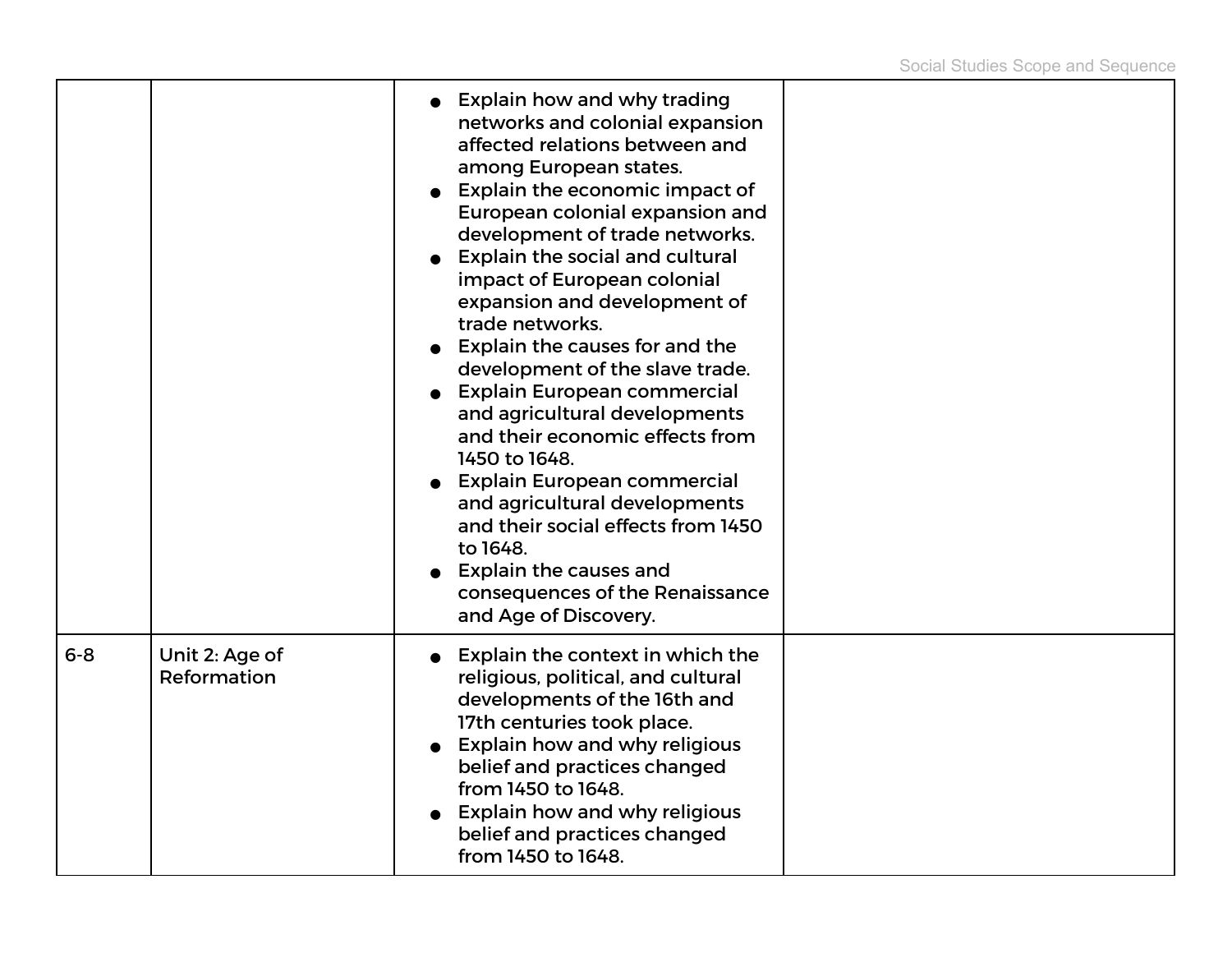| | | | |
|---|---|---|---|
| | | • Explain how and why trading networks and colonial expansion affected relations between and among European states.<br>• Explain the economic impact of European colonial expansion and development of trade networks.<br>• Explain the social and cultural impact of European colonial expansion and development of trade networks.<br>• Explain the causes for and the development of the slave trade.<br>• Explain European commercial and agricultural developments and their economic effects from 1450 to 1648.<br>• Explain European commercial and agricultural developments and their social effects from 1450 to 1648.<br>• Explain the causes and consequences of the Renaissance and Age of Discovery. | |
| 6-8 | Unit 2: Age of Reformation | • Explain the context in which the religious, political, and cultural developments of the 16th and 17th centuries took place.<br>• Explain how and why religious belief and practices changed from 1450 to 1648.<br>• Explain how and why religious belief and practices changed from 1450 to 1648. | |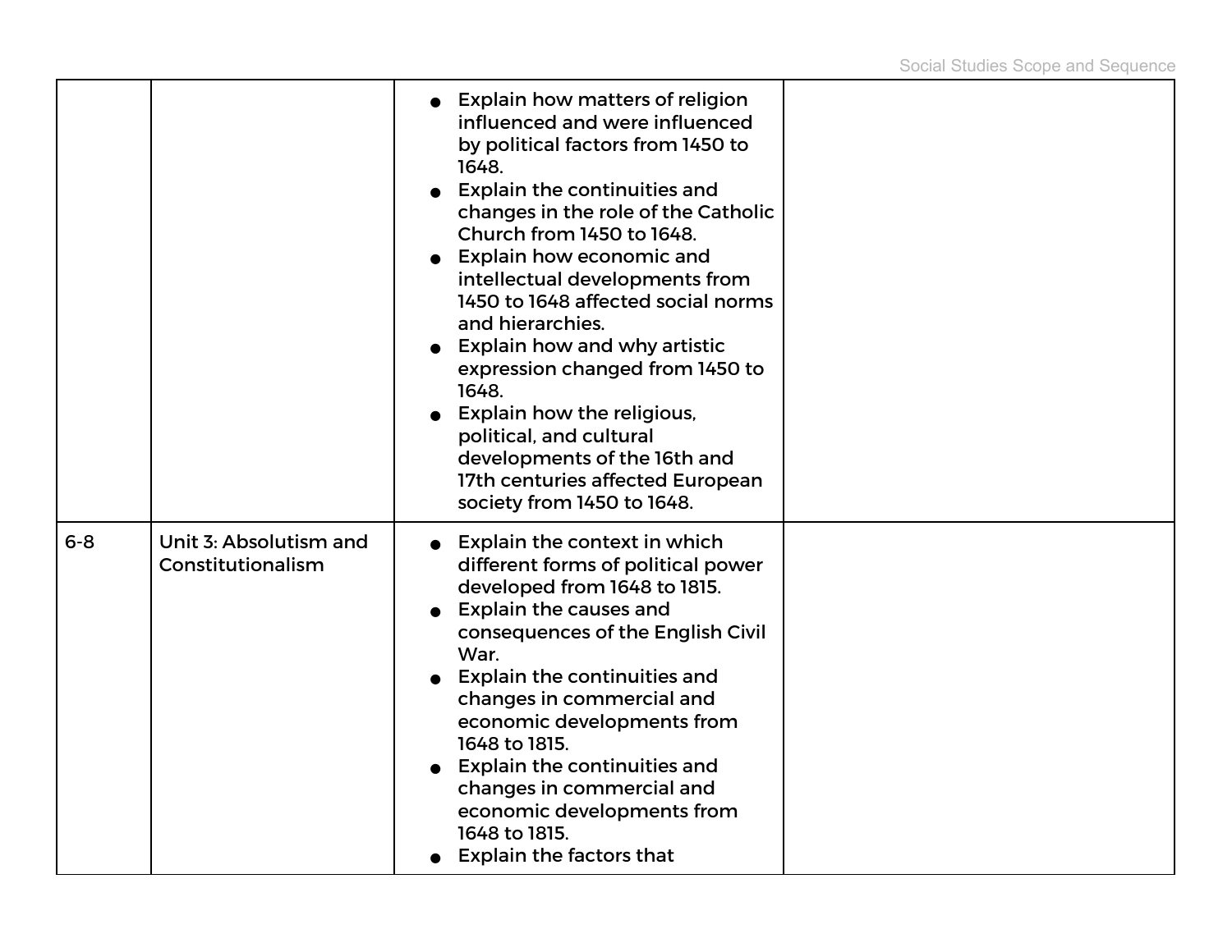| | | | |
|---|---|---|---|
| | | • Explain how matters of religion influenced and were influenced by political factors from 1450 to 1648.<br>• Explain the continuities and changes in the role of the Catholic Church from 1450 to 1648.<br>• Explain how economic and intellectual developments from 1450 to 1648 affected social norms and hierarchies.<br>• Explain how and why artistic expression changed from 1450 to 1648.<br>• Explain how the religious, political, and cultural developments of the 16th and 17th centuries affected European society from 1450 to 1648. | |
| 6-8 | Unit 3: Absolutism and Constitutionalism | • Explain the context in which different forms of political power developed from 1648 to 1815.<br>• Explain the causes and consequences of the English Civil War.<br>• Explain the continuities and changes in commercial and economic developments from 1648 to 1815.<br>• Explain the continuities and changes in commercial and economic developments from 1648 to 1815.<br>• Explain the factors that | |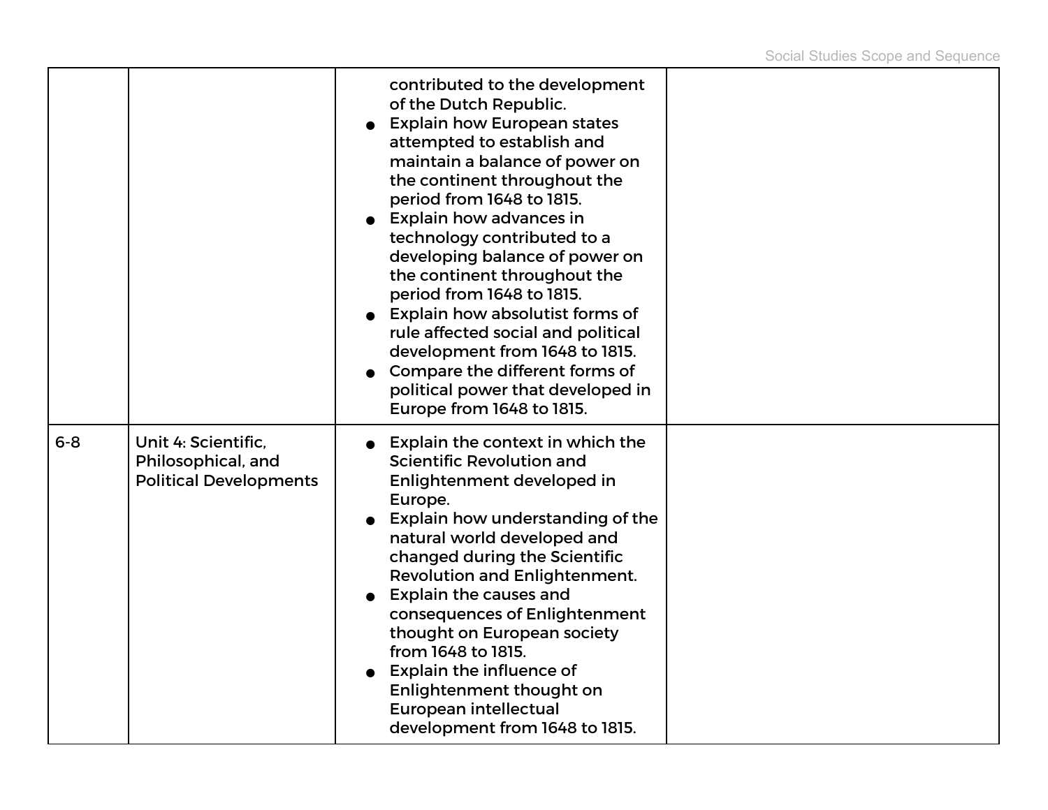| | | | |
|---|---|---|---|
| | | contributed to the development of the Dutch Republic.<br>● Explain how European states attempted to establish and maintain a balance of power on the continent throughout the period from 1648 to 1815.<br>● Explain how advances in technology contributed to a developing balance of power on the continent throughout the period from 1648 to 1815.<br>● Explain how absolutist forms of rule affected social and political development from 1648 to 1815.<br>● Compare the different forms of political power that developed in Europe from 1648 to 1815. | |
| 6-8 | Unit 4: Scientific, Philosophical, and Political Developments | ● Explain the context in which the Scientific Revolution and Enlightenment developed in Europe.<br>● Explain how understanding of the natural world developed and changed during the Scientific Revolution and Enlightenment.<br>● Explain the causes and consequences of Enlightenment thought on European society from 1648 to 1815.<br>● Explain the influence of Enlightenment thought on European intellectual development from 1648 to 1815. | |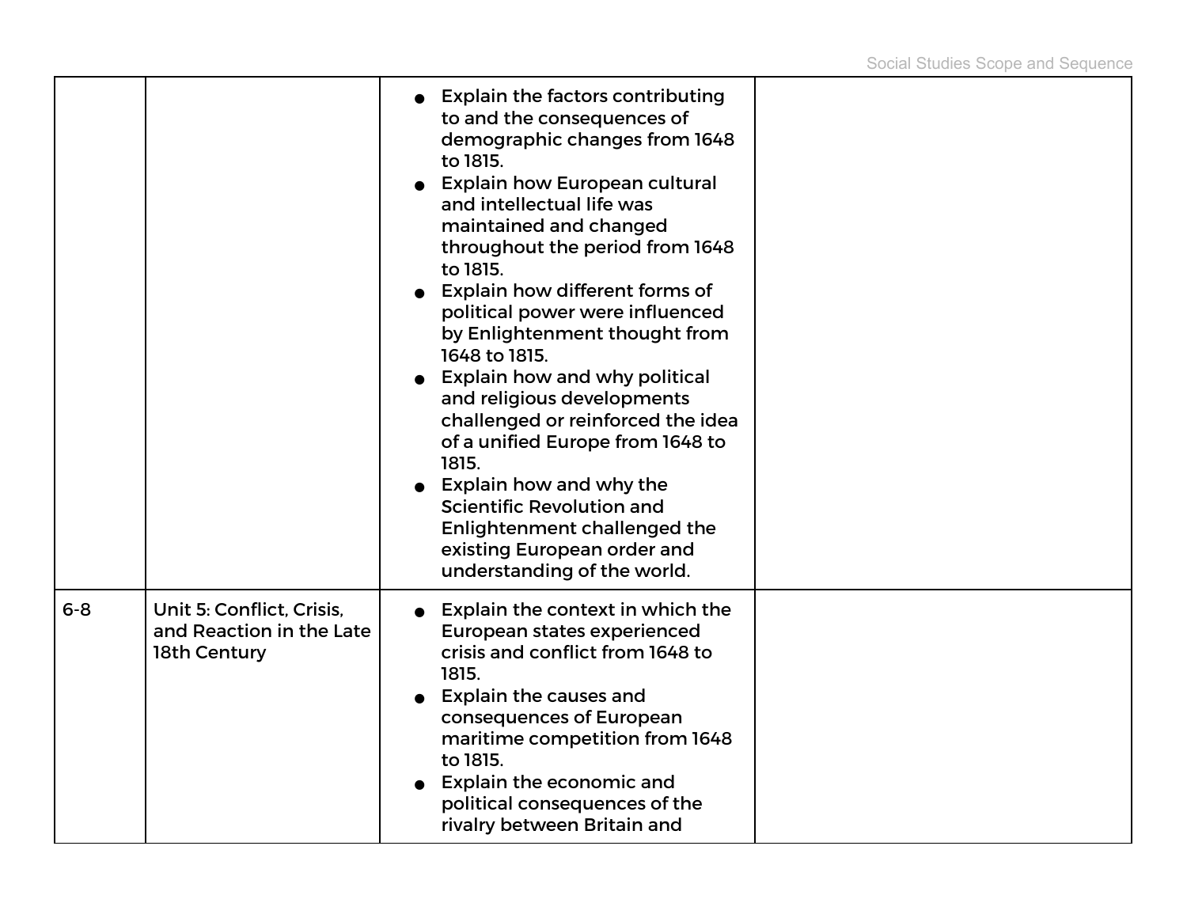| | | | |
|---|---|---|---|
| | | • Explain the factors contributing to and the consequences of demographic changes from 1648 to 1815.<br>• Explain how European cultural and intellectual life was maintained and changed throughout the period from 1648 to 1815.<br>• Explain how different forms of political power were influenced by Enlightenment thought from 1648 to 1815.<br>• Explain how and why political and religious developments challenged or reinforced the idea of a unified Europe from 1648 to 1815.<br>• Explain how and why the Scientific Revolution and Enlightenment challenged the existing European order and understanding of the world. | |
| 6-8 | Unit 5: Conflict, Crisis, and Reaction in the Late 18th Century | • Explain the context in which the European states experienced crisis and conflict from 1648 to 1815.<br>• Explain the causes and consequences of European maritime competition from 1648 to 1815.<br>• Explain the economic and political consequences of the rivalry between Britain and | |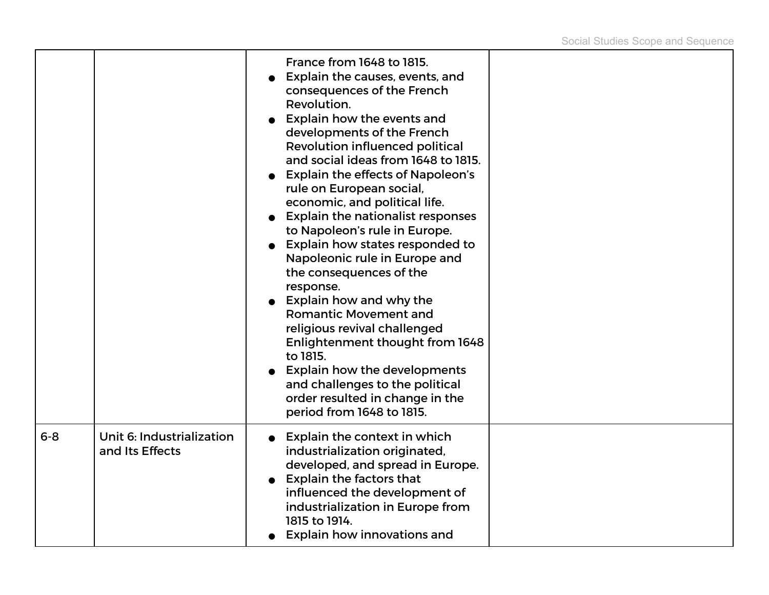| | | | |
|---|---|---|---|
| | | France from 1648 to 1815.<br>● Explain the causes, events, and consequences of the French Revolution.<br>● Explain how the events and developments of the French Revolution influenced political and social ideas from 1648 to 1815.<br>● Explain the effects of Napoleon's rule on European social, economic, and political life.<br>● Explain the nationalist responses to Napoleon's rule in Europe.<br>● Explain how states responded to Napoleonic rule in Europe and the consequences of the response.<br>● Explain how and why the Romantic Movement and religious revival challenged Enlightenment thought from 1648 to 1815.<br>● Explain how the developments and challenges to the political order resulted in change in the period from 1648 to 1815. | |
| 6-8 | Unit 6: Industrialization and Its Effects | ● Explain the context in which industrialization originated, developed, and spread in Europe.<br>● Explain the factors that influenced the development of industrialization in Europe from 1815 to 1914.<br>● Explain how innovations and | |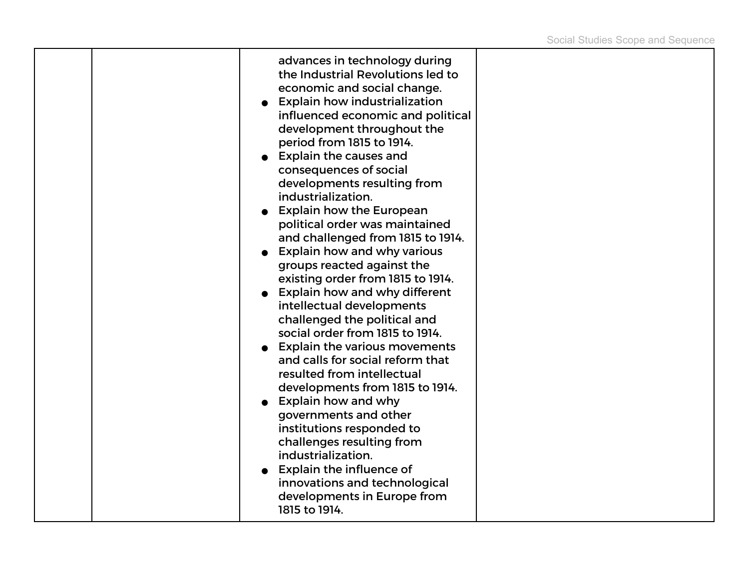| | | | |
|---|---|---|---|
| | | advances in technology during the Industrial Revolutions led to economic and social change.<br>● Explain how industrialization influenced economic and political development throughout the period from 1815 to 1914.<br>● Explain the causes and consequences of social developments resulting from industrialization.<br>● Explain how the European political order was maintained and challenged from 1815 to 1914.<br>● Explain how and why various groups reacted against the existing order from 1815 to 1914.<br>● Explain how and why different intellectual developments challenged the political and social order from 1815 to 1914.<br>● Explain the various movements and calls for social reform that resulted from intellectual developments from 1815 to 1914.<br>● Explain how and why governments and other institutions responded to challenges resulting from industrialization.<br>● Explain the influence of innovations and technological developments in Europe from 1815 to 1914. | |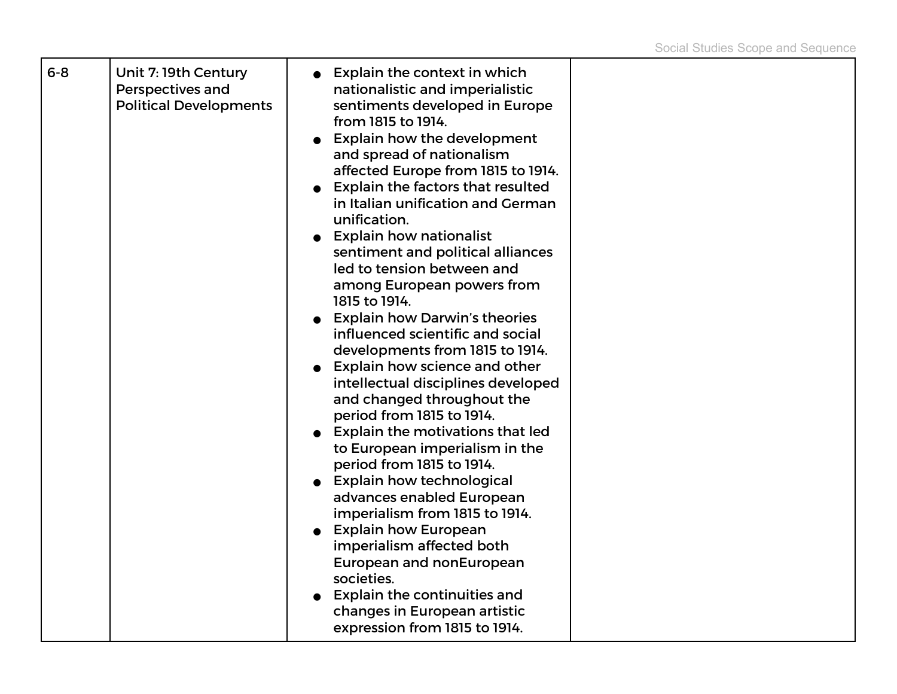| | | | |
|---|---|---|---|
| 6-8 | Unit 7: 19th Century Perspectives and Political Developments | • Explain the context in which nationalistic and imperialistic sentiments developed in Europe from 1815 to 1914.<br>• Explain how the development and spread of nationalism affected Europe from 1815 to 1914.<br>• Explain the factors that resulted in Italian unification and German unification.<br>• Explain how nationalist sentiment and political alliances led to tension between and among European powers from 1815 to 1914.<br>• Explain how Darwin's theories influenced scientific and social developments from 1815 to 1914.<br>• Explain how science and other intellectual disciplines developed and changed throughout the period from 1815 to 1914.<br>• Explain the motivations that led to European imperialism in the period from 1815 to 1914.<br>• Explain how technological advances enabled European imperialism from 1815 to 1914.<br>• Explain how European imperialism affected both European and nonEuropean societies.<br>• Explain the continuities and changes in European artistic expression from 1815 to 1914. | |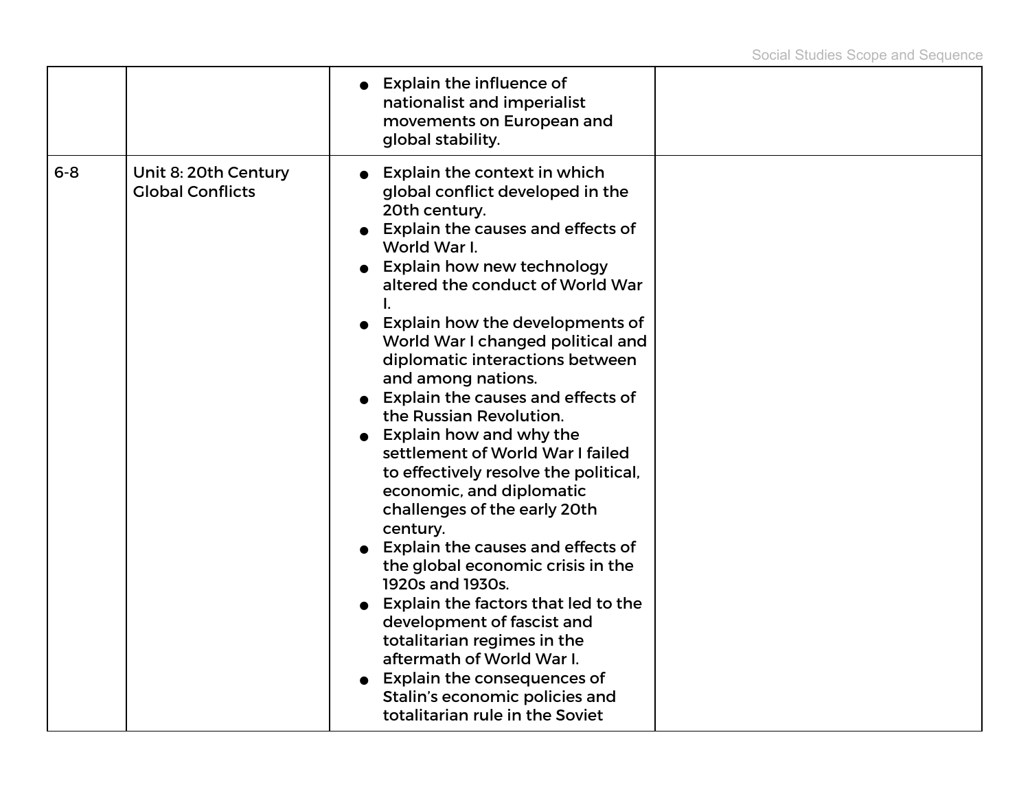| | | | |
|---|---|---|---|
| | | <ul><li>Explain the influence of nationalist and imperialist movements on European and global stability.</li></ul> | |
| 6-8 | Unit 8: 20th Century Global Conflicts | <ul><li>Explain the context in which global conflict developed in the 20th century.</li><li>Explain the causes and effects of World War I.</li><li>Explain how new technology altered the conduct of World War I.</li><li>Explain how the developments of World War I changed political and diplomatic interactions between and among nations.</li><li>Explain the causes and effects of the Russian Revolution.</li><li>Explain how and why the settlement of World War I failed to effectively resolve the political, economic, and diplomatic challenges of the early 20th century.</li><li>Explain the causes and effects of the global economic crisis in the 1920s and 1930s.</li><li>Explain the factors that led to the development of fascist and totalitarian regimes in the aftermath of World War I.</li><li>Explain the consequences of Stalin's economic policies and totalitarian rule in the Soviet</li></ul> | |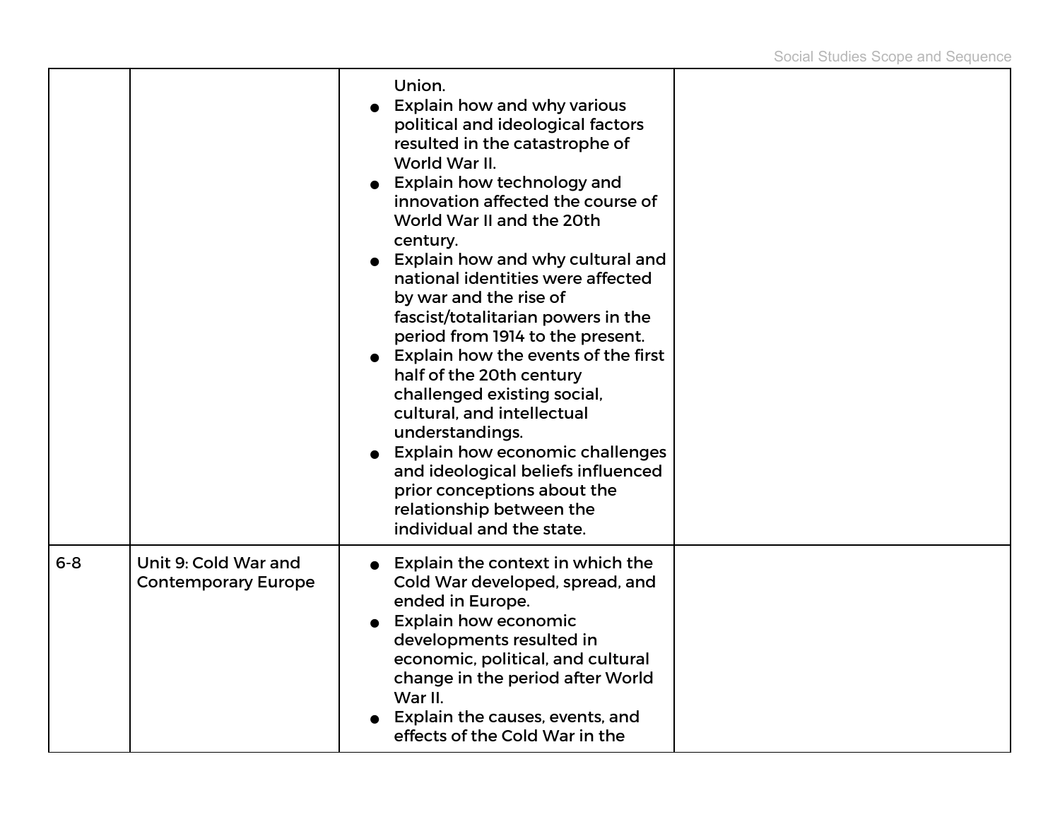| | | | |
|---|---|---|---|
| | | Union.<br>● Explain how and why various political and ideological factors resulted in the catastrophe of World War II.<br>● Explain how technology and innovation affected the course of World War II and the 20th century.<br>● Explain how and why cultural and national identities were affected by war and the rise of fascist/totalitarian powers in the period from 1914 to the present.<br>● Explain how the events of the first half of the 20th century challenged existing social, cultural, and intellectual understandings.<br>● Explain how economic challenges and ideological beliefs influenced prior conceptions about the relationship between the individual and the state. | |
| 6-8 | Unit 9: Cold War and Contemporary Europe | ● Explain the context in which the Cold War developed, spread, and ended in Europe.<br>● Explain how economic developments resulted in economic, political, and cultural change in the period after World War II.<br>● Explain the causes, events, and effects of the Cold War in the | |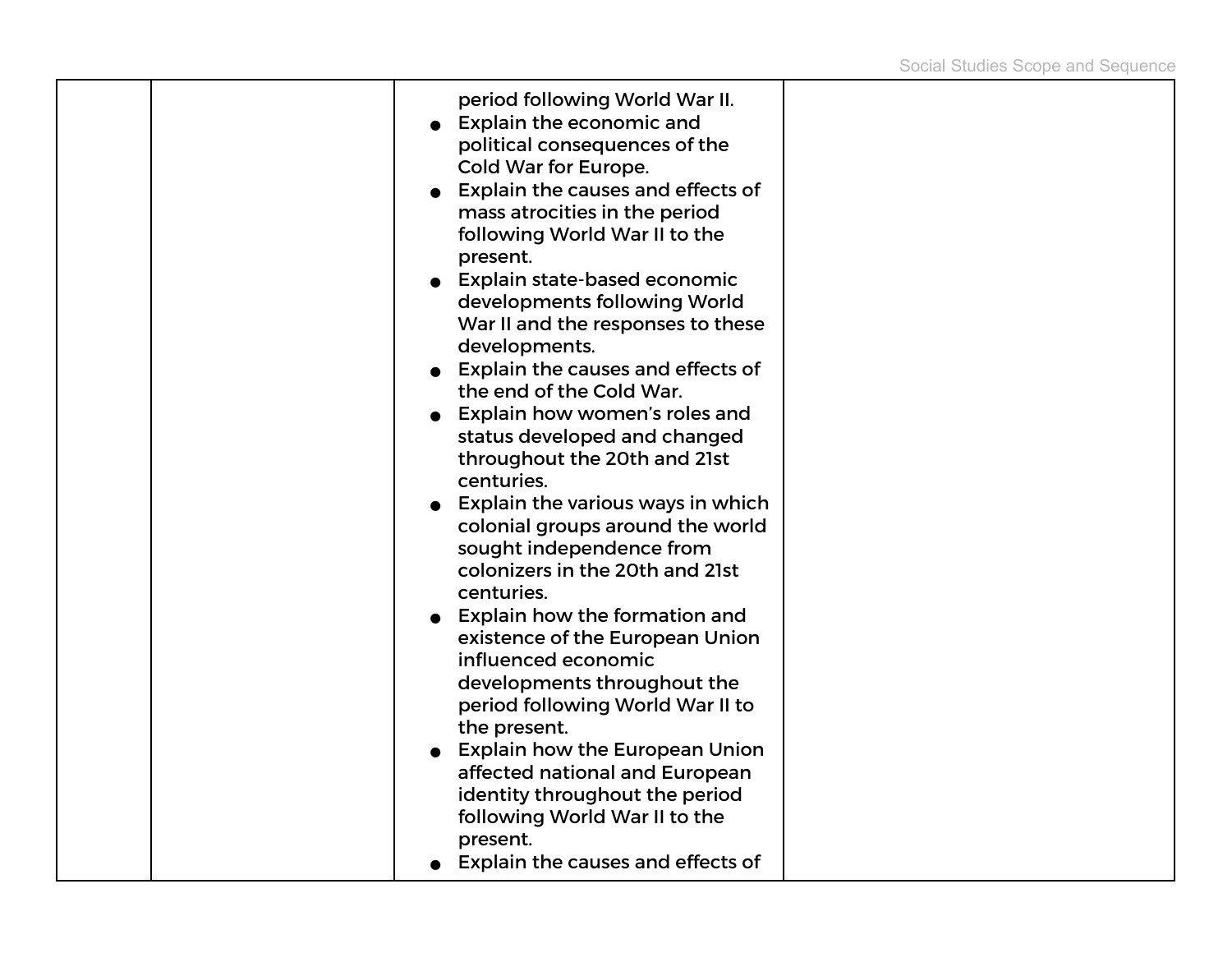| | | period following World War II.<br>● Explain the economic and political consequences of the Cold War for Europe.<br>● Explain the causes and effects of mass atrocities in the period following World War II to the present.<br>● Explain state-based economic developments following World War II and the responses to these developments.<br>● Explain the causes and effects of the end of the Cold War.<br>● Explain how women's roles and status developed and changed throughout the 20th and 21st centuries.<br>● Explain the various ways in which colonial groups around the world sought independence from colonizers in the 20th and 21st centuries.<br>● Explain how the formation and existence of the European Union influenced economic developments throughout the period following World War II to the present.<br>● Explain how the European Union affected national and European identity throughout the period following World War II to the present.<br>● Explain the causes and effects of | |
|---|---|---|---|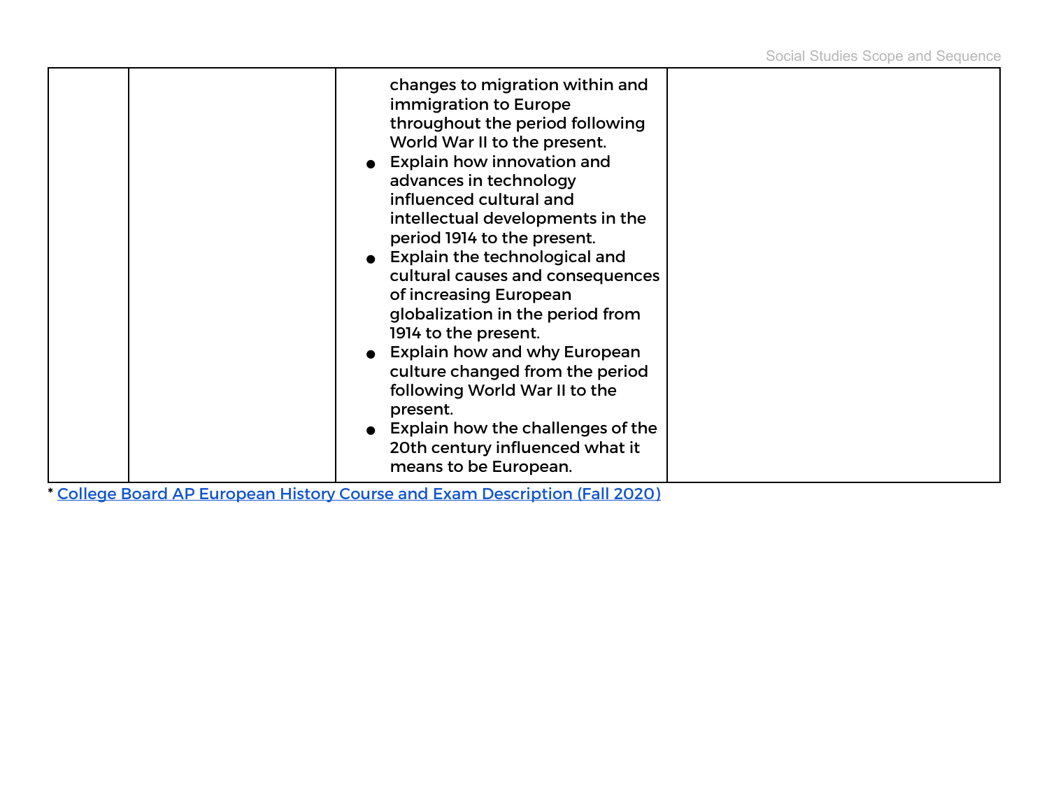| | | | |
|---|---|---|---|
| | | changes to migration within and immigration to Europe throughout the period following World War II to the present.<br>● Explain how innovation and advances in technology influenced cultural and intellectual developments in the period 1914 to the present.<br>● Explain the technological and cultural causes and consequences of increasing European globalization in the period from 1914 to the present.<br>● Explain how and why European culture changed from the period following World War II to the present.<br>● Explain how the challenges of the 20th century influenced what it means to be European. | |

* College Board AP European History Course and Exam Description (Fall 2020)